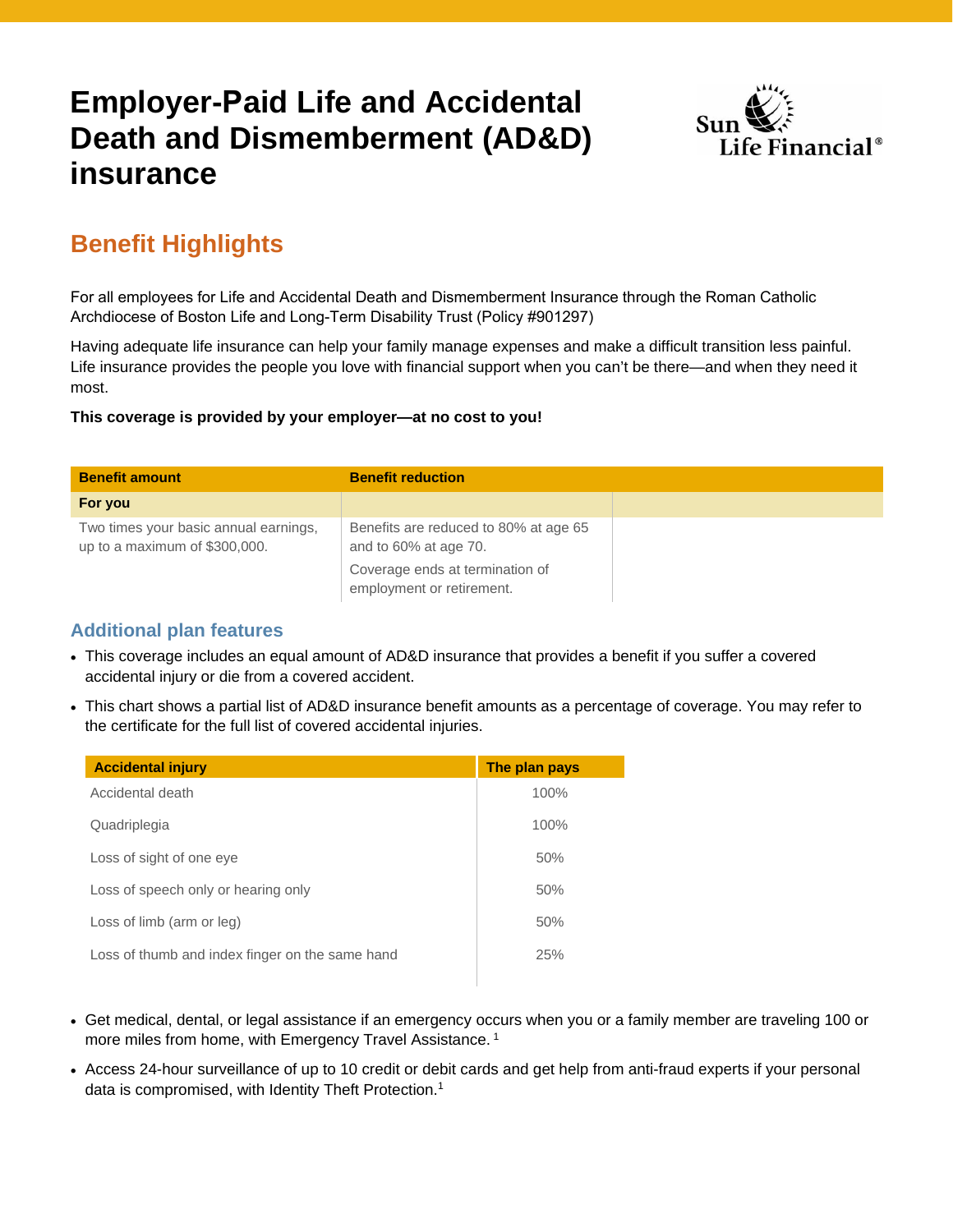# Employer-Paid Life and Accidental Death and Dismemberment (AD&D) insurance

Sun Life Financial®

## Benefit Highlights

For all employees for Life and Accidental Death and Dismemberment Insurance through the Roman Catholic Archdiocese of Boston Life and Long-Term Disability Trust (Policy #901297)

Having adequate life insurance can help your family manage expenses and make a difficult transition less painful. Life insurance provides the people you love with financial support when you can't be there—and when they need it most.

**This coverage is provided by your employer—at no cost to you!**

| Benefit amount | Benefit reduction | |
|---|---|---|
| **For you** | | |
| Two times your basic annual earnings, up to a maximum of $300,000. | Benefits are reduced to 80% at age 65 and to 60% at age 70.<br><br>Coverage ends at termination of employment or retirement. | |

### Additional plan features

- This coverage includes an equal amount of AD&D insurance that provides a benefit if you suffer a covered accidental injury or die from a covered accident.
- This chart shows a partial list of AD&D insurance benefit amounts as a percentage of coverage. You may refer to the certificate for the full list of covered accidental injuries.

| Accidental injury | The plan pays |
|---|---|
| Accidental death | 100% |
| Quadriplegia | 100% |
| Loss of sight of one eye | 50% |
| Loss of speech only or hearing only | 50% |
| Loss of limb (arm or leg) | 50% |
| Loss of thumb and index finger on the same hand | 25% |

- Get medical, dental, or legal assistance if an emergency occurs when you or a family member are traveling 100 or more miles from home, with Emergency Travel Assistance. [1]
- Access 24-hour surveillance of up to 10 credit or debit cards and get help from anti-fraud experts if your personal data is compromised, with Identity Theft Protection.[1]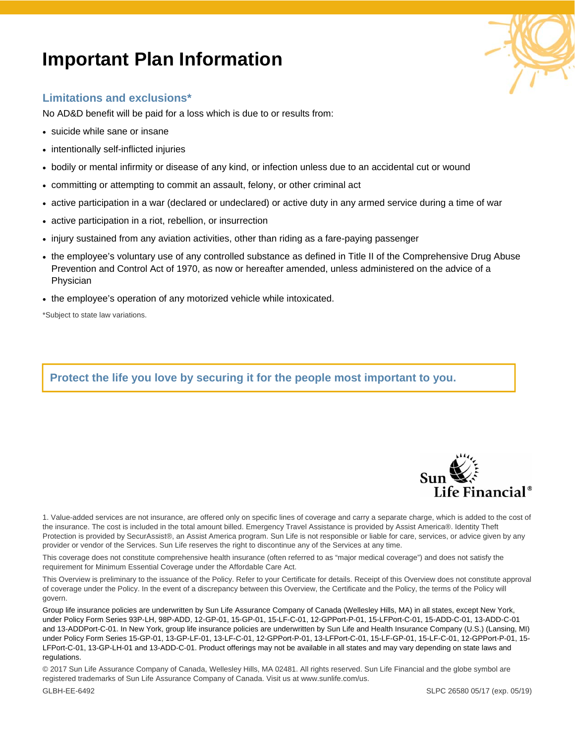# Important Plan Information

## Limitations and exclusions*

No AD&D benefit will be paid for a loss which is due to or results from:

- suicide while sane or insane
- intentionally self-inflicted injuries
- bodily or mental infirmity or disease of any kind, or infection unless due to an accidental cut or wound
- committing or attempting to commit an assault, felony, or other criminal act
- active participation in a war (declared or undeclared) or active duty in any armed service during a time of war
- active participation in a riot, rebellion, or insurrection
- injury sustained from any aviation activities, other than riding as a fare-paying passenger
- the employee's voluntary use of any controlled substance as defined in Title II of the Comprehensive Drug Abuse Prevention and Control Act of 1970, as now or hereafter amended, unless administered on the advice of a Physician
- the employee's operation of any motorized vehicle while intoxicated.

*Subject to state law variations.

**Protect the life you love by securing it for the people most important to you.**

Sun Life Financial®

1. Value-added services are not insurance, are offered only on specific lines of coverage and carry a separate charge, which is added to the cost of the insurance. The cost is included in the total amount billed. Emergency Travel Assistance is provided by Assist America®. Identity Theft Protection is provided by SecurAssist®, an Assist America program. Sun Life is not responsible or liable for care, services, or advice given by any provider or vendor of the Services. Sun Life reserves the right to discontinue any of the Services at any time.

This coverage does not constitute comprehensive health insurance (often referred to as "major medical coverage") and does not satisfy the requirement for Minimum Essential Coverage under the Affordable Care Act.

This Overview is preliminary to the issuance of the Policy. Refer to your Certificate for details. Receipt of this Overview does not constitute approval of coverage under the Policy. In the event of a discrepancy between this Overview, the Certificate and the Policy, the terms of the Policy will govern.

Group life insurance policies are underwritten by Sun Life Assurance Company of Canada (Wellesley Hills, MA) in all states, except New York, under Policy Form Series 93P-LH, 98P-ADD, 12-GP-01, 15-GP-01, 15-LF-C-01, 12-GPPort-P-01, 15-LFPort-C-01, 15-ADD-C-01, 13-ADD-C-01 and 13-ADDPort-C-01. In New York, group life insurance policies are underwritten by Sun Life and Health Insurance Company (U.S.) (Lansing, MI) under Policy Form Series 15-GP-01, 13-GP-LF-01, 13-LF-C-01, 12-GPPort-P-01, 13-LFPort-C-01, 15-LF-GP-01, 15-LF-C-01, 12-GPPort-P-01, 15-LFPort-C-01, 13-GP-LH-01 and 13-ADD-C-01. Product offerings may not be available in all states and may vary depending on state laws and regulations.

© 2017 Sun Life Assurance Company of Canada, Wellesley Hills, MA 02481. All rights reserved. Sun Life Financial and the globe symbol are registered trademarks of Sun Life Assurance Company of Canada. Visit us at www.sunlife.com/us.

GLBH-EE-6492

SLPC 26580 05/17 (exp. 05/19)